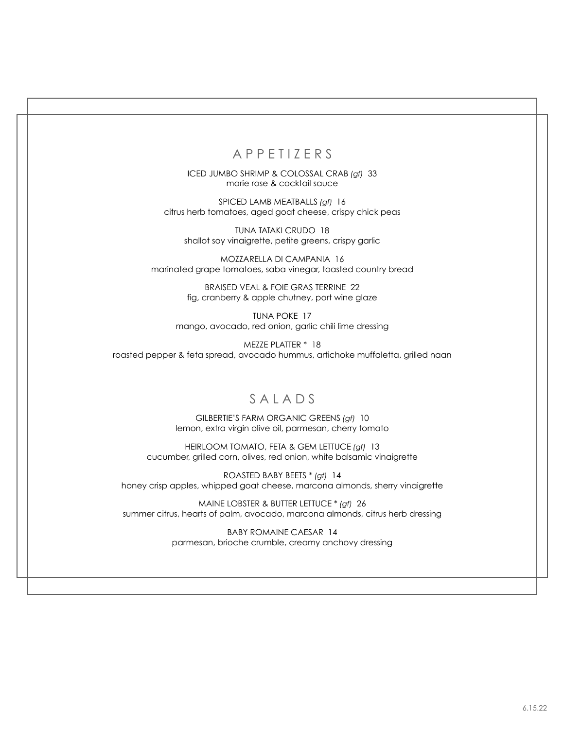## APPETIZERS

ICED JUMBO SHRIMP & COLOSSAL CRAB *(gf)* 33
marie rose & cocktail sauce

SPICED LAMB MEATBALLS *(gf)* 16
citrus herb tomatoes, aged goat cheese, crispy chick peas

TUNA TATAKI CRUDO 18
shallot soy vinaigrette, petite greens, crispy garlic

MOZZARELLA DI CAMPANIA 16
marinated grape tomatoes, saba vinegar, toasted country bread

BRAISED VEAL & FOIE GRAS TERRINE 22
fig, cranberry & apple chutney, port wine glaze

TUNA POKE 17
mango, avocado, red onion, garlic chili lime dressing

MEZZE PLATTER * 18
roasted pepper & feta spread, avocado hummus, artichoke muffaletta, grilled naan

## SALADS

GILBERTIE'S FARM ORGANIC GREENS *(gf)* 10
lemon, extra virgin olive oil, parmesan, cherry tomato

HEIRLOOM TOMATO, FETA & GEM LETTUCE *(gf)* 13
cucumber, grilled corn, olives, red onion, white balsamic vinaigrette

ROASTED BABY BEETS * *(gf)* 14
honey crisp apples, whipped goat cheese, marcona almonds, sherry vinaigrette

MAINE LOBSTER & BUTTER LETTUCE * *(gf)* 26
summer citrus, hearts of palm, avocado, marcona almonds, citrus herb dressing

BABY ROMAINE CAESAR 14
parmesan, brioche crumble, creamy anchovy dressing

6.15.22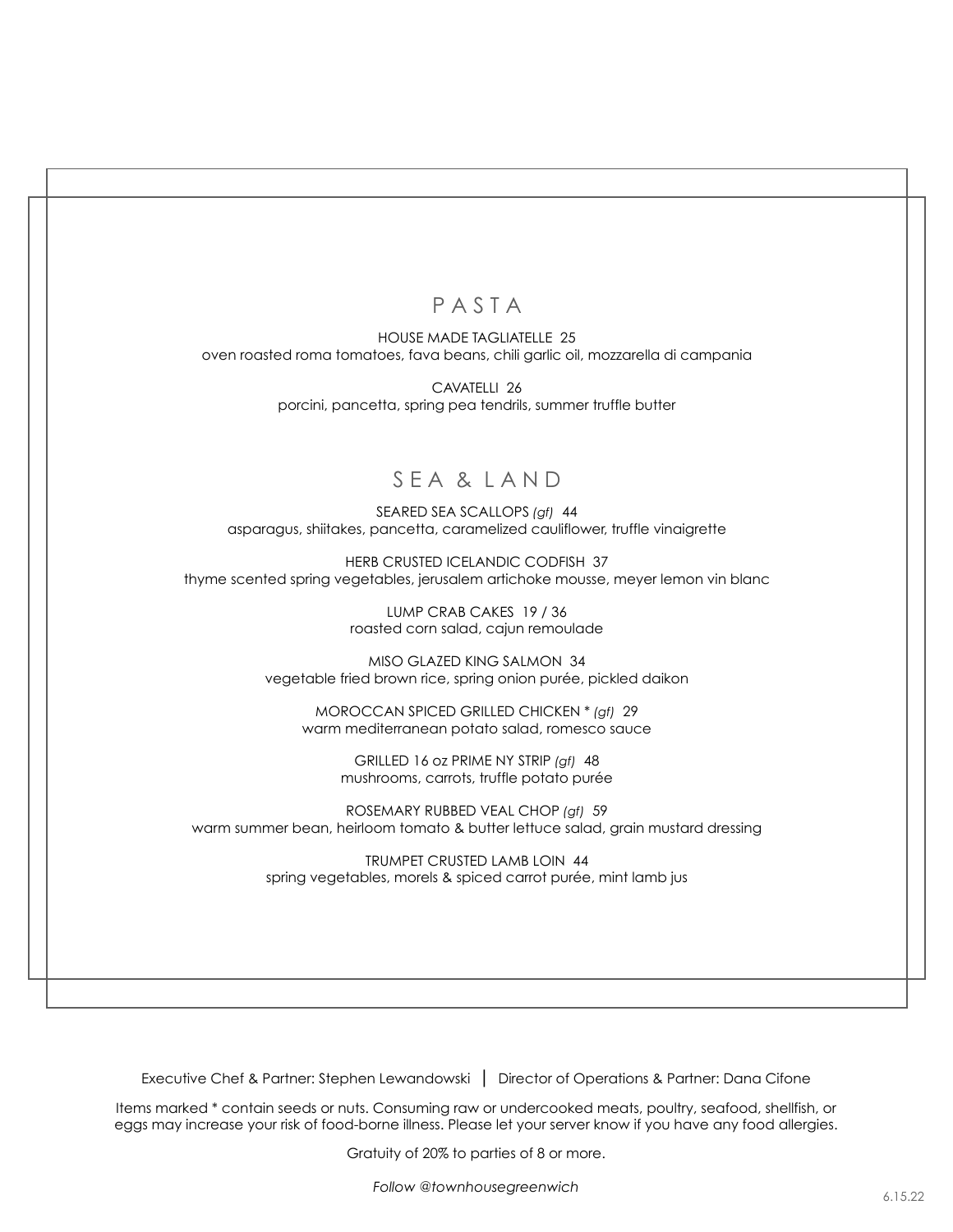## PASTA

HOUSE MADE TAGLIATELLE 25
oven roasted roma tomatoes, fava beans, chili garlic oil, mozzarella di campania

CAVATELLI 26
porcini, pancetta, spring pea tendrils, summer truffle butter

## SEA & LAND

SEARED SEA SCALLOPS *(gf)* 44
asparagus, shiitakes, pancetta, caramelized cauliflower, truffle vinaigrette

HERB CRUSTED ICELANDIC CODFISH 37
thyme scented spring vegetables, jerusalem artichoke mousse, meyer lemon vin blanc

LUMP CRAB CAKES 19 / 36
roasted corn salad, cajun remoulade

MISO GLAZED KING SALMON 34
vegetable fried brown rice, spring onion purée, pickled daikon

MOROCCAN SPICED GRILLED CHICKEN * *(gf)* 29
warm mediterranean potato salad, romesco sauce

GRILLED 16 oz PRIME NY STRIP *(gf)* 48
mushrooms, carrots, truffle potato purée

ROSEMARY RUBBED VEAL CHOP *(gf)* 59
warm summer bean, heirloom tomato & butter lettuce salad, grain mustard dressing

TRUMPET CRUSTED LAMB LOIN 44
spring vegetables, morels & spiced carrot purée, mint lamb jus

Executive Chef & Partner: Stephen Lewandowski | Director of Operations & Partner: Dana Cifone

Items marked * contain seeds or nuts. Consuming raw or undercooked meats, poultry, seafood, shellfish, or eggs may increase your risk of food-borne illness. Please let your server know if you have any food allergies.

Gratuity of 20% to parties of 8 or more.

*Follow @townhousegreenwich*

6.15.22